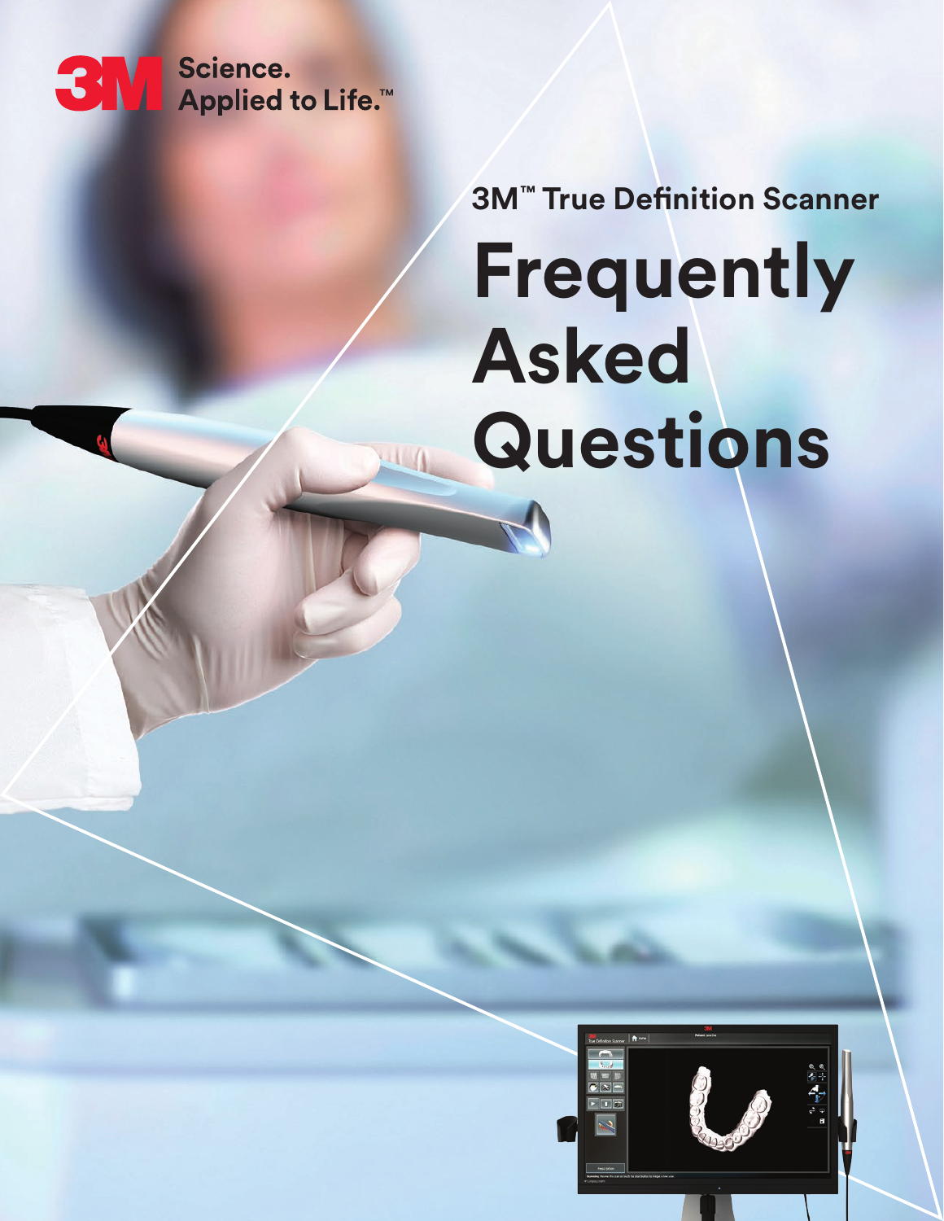3M Science. Applied to Life.™

## 3M™ True Definition Scanner

# Frequently Asked Questions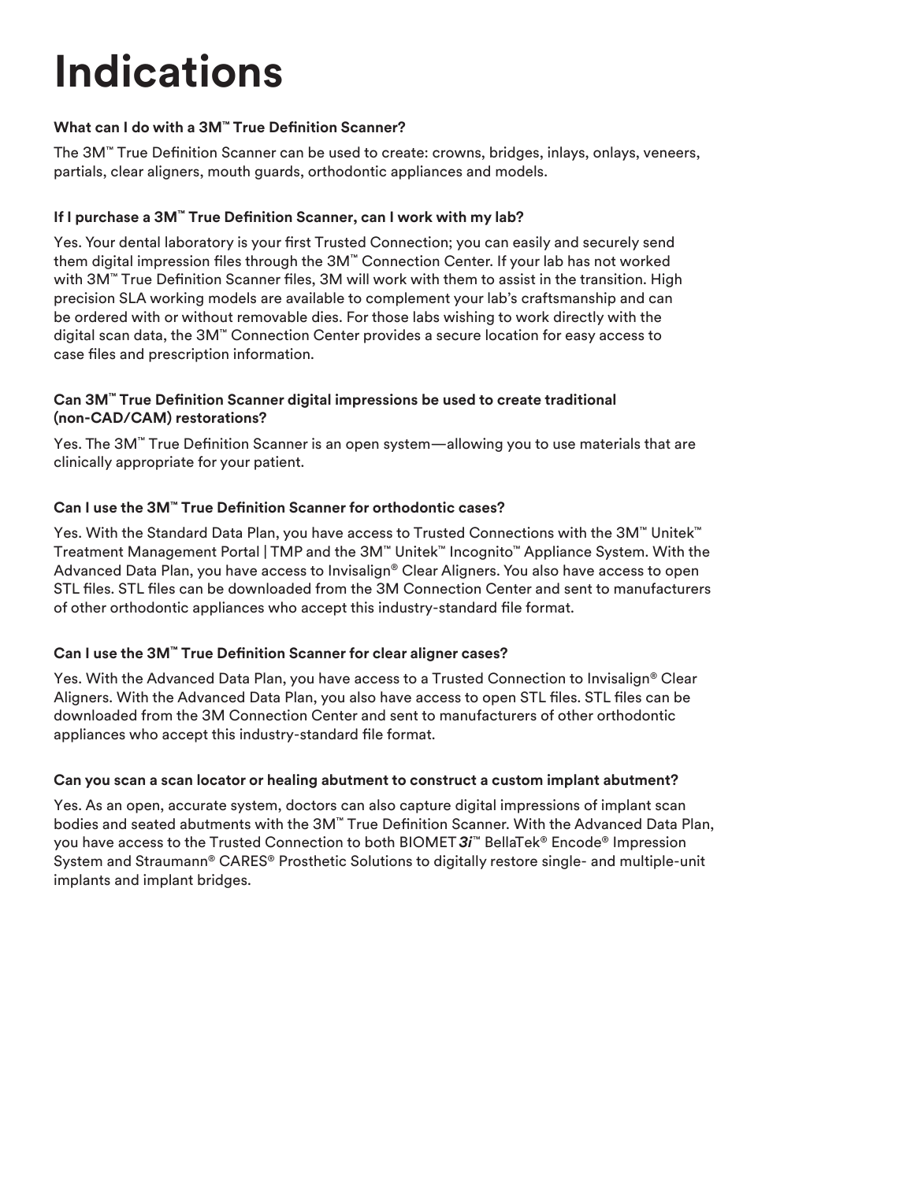# Indications

**What can I do with a 3M™ True Definition Scanner?**

The 3M™ True Definition Scanner can be used to create: crowns, bridges, inlays, onlays, veneers, partials, clear aligners, mouth guards, orthodontic appliances and models.

**If I purchase a 3M™ True Definition Scanner, can I work with my lab?**

Yes. Your dental laboratory is your first Trusted Connection; you can easily and securely send them digital impression files through the 3M™ Connection Center. If your lab has not worked with 3M™ True Definition Scanner files, 3M will work with them to assist in the transition. High precision SLA working models are available to complement your lab's craftsmanship and can be ordered with or without removable dies. For those labs wishing to work directly with the digital scan data, the 3M™ Connection Center provides a secure location for easy access to case files and prescription information.

**Can 3M™ True Definition Scanner digital impressions be used to create traditional (non-CAD/CAM) restorations?**

Yes. The 3M™ True Definition Scanner is an open system—allowing you to use materials that are clinically appropriate for your patient.

**Can I use the 3M™ True Definition Scanner for orthodontic cases?**

Yes. With the Standard Data Plan, you have access to Trusted Connections with the 3M™ Unitek™ Treatment Management Portal | TMP and the 3M™ Unitek™ Incognito™ Appliance System. With the Advanced Data Plan, you have access to Invisalign® Clear Aligners. You also have access to open STL files. STL files can be downloaded from the 3M Connection Center and sent to manufacturers of other orthodontic appliances who accept this industry-standard file format.

**Can I use the 3M™ True Definition Scanner for clear aligner cases?**

Yes. With the Advanced Data Plan, you have access to a Trusted Connection to Invisalign® Clear Aligners. With the Advanced Data Plan, you also have access to open STL files. STL files can be downloaded from the 3M Connection Center and sent to manufacturers of other orthodontic appliances who accept this industry-standard file format.

**Can you scan a scan locator or healing abutment to construct a custom implant abutment?**

Yes. As an open, accurate system, doctors can also capture digital impressions of implant scan bodies and seated abutments with the 3M™ True Definition Scanner. With the Advanced Data Plan, you have access to the Trusted Connection to both BIOMET ***3i***™ BellaTek® Encode® Impression System and Straumann® CARES® Prosthetic Solutions to digitally restore single- and multiple-unit implants and implant bridges.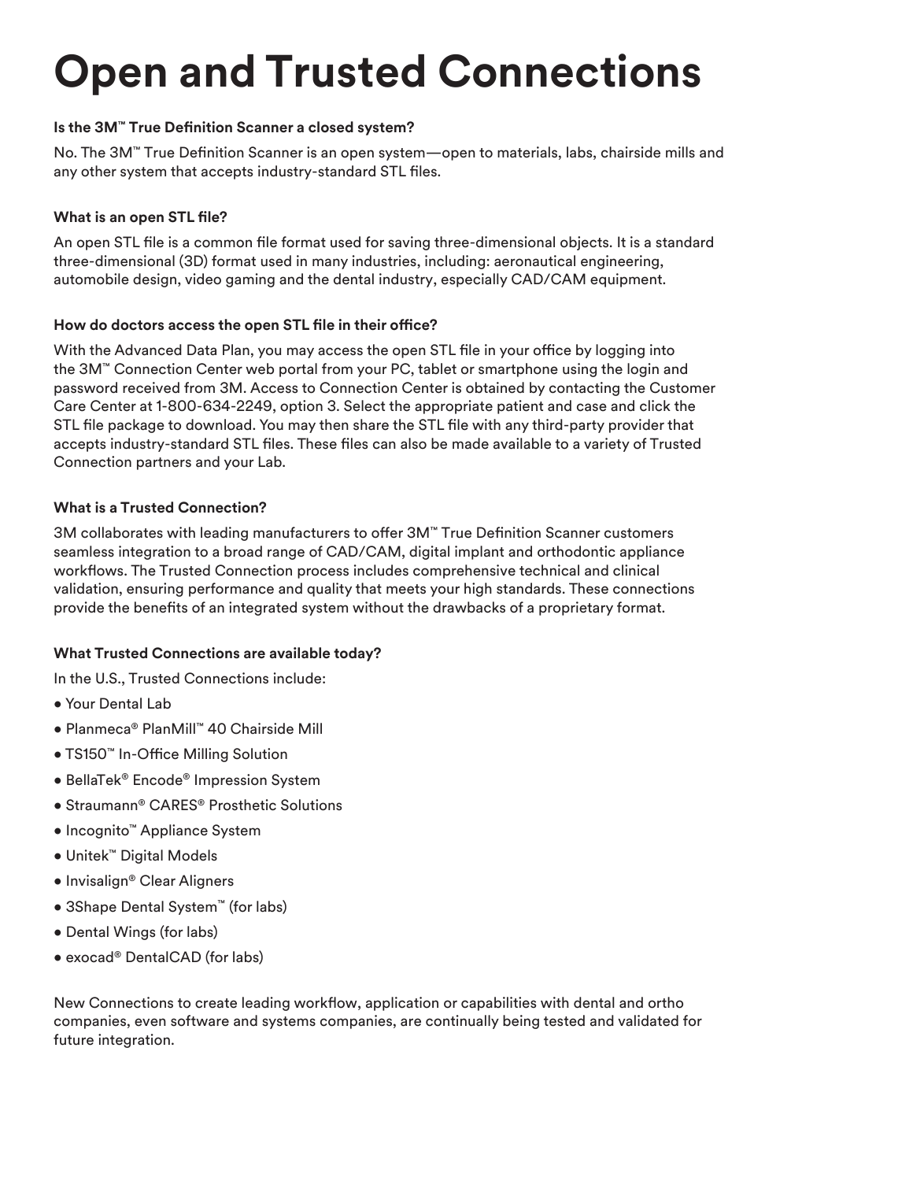# Open and Trusted Connections

**Is the 3M™ True Definition Scanner a closed system?**

No. The 3M™ True Definition Scanner is an open system—open to materials, labs, chairside mills and any other system that accepts industry-standard STL files.

**What is an open STL file?**

An open STL file is a common file format used for saving three-dimensional objects. It is a standard three-dimensional (3D) format used in many industries, including: aeronautical engineering, automobile design, video gaming and the dental industry, especially CAD/CAM equipment.

**How do doctors access the open STL file in their office?**

With the Advanced Data Plan, you may access the open STL file in your office by logging into the 3M™ Connection Center web portal from your PC, tablet or smartphone using the login and password received from 3M. Access to Connection Center is obtained by contacting the Customer Care Center at 1-800-634-2249, option 3. Select the appropriate patient and case and click the STL file package to download. You may then share the STL file with any third-party provider that accepts industry-standard STL files. These files can also be made available to a variety of Trusted Connection partners and your Lab.

**What is a Trusted Connection?**

3M collaborates with leading manufacturers to offer 3M™ True Definition Scanner customers seamless integration to a broad range of CAD/CAM, digital implant and orthodontic appliance workflows. The Trusted Connection process includes comprehensive technical and clinical validation, ensuring performance and quality that meets your high standards. These connections provide the benefits of an integrated system without the drawbacks of a proprietary format.

**What Trusted Connections are available today?**

In the U.S., Trusted Connections include:

- Your Dental Lab
- Planmeca® PlanMill™ 40 Chairside Mill
- TS150™ In-Office Milling Solution
- BellaTek® Encode® Impression System
- Straumann® CARES® Prosthetic Solutions
- Incognito™ Appliance System
- Unitek™ Digital Models
- Invisalign® Clear Aligners
- 3Shape Dental System™ (for labs)
- Dental Wings (for labs)
- exocad® DentalCAD (for labs)

New Connections to create leading workflow, application or capabilities with dental and ortho companies, even software and systems companies, are continually being tested and validated for future integration.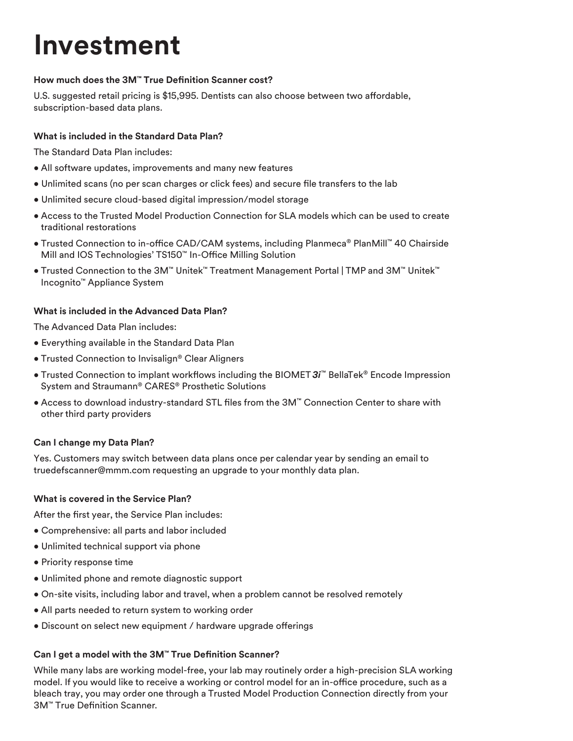# Investment

**How much does the 3M™ True Definition Scanner cost?**

U.S. suggested retail pricing is $15,995. Dentists can also choose between two affordable, subscription-based data plans.

**What is included in the Standard Data Plan?**

The Standard Data Plan includes:

- All software updates, improvements and many new features
- Unlimited scans (no per scan charges or click fees) and secure file transfers to the lab
- Unlimited secure cloud-based digital impression/model storage
- Access to the Trusted Model Production Connection for SLA models which can be used to create traditional restorations
- Trusted Connection to in-office CAD/CAM systems, including Planmeca® PlanMill™ 40 Chairside Mill and IOS Technologies' TS150™ In-Office Milling Solution
- Trusted Connection to the 3M™ Unitek™ Treatment Management Portal | TMP and 3M™ Unitek™ Incognito™ Appliance System

**What is included in the Advanced Data Plan?**

The Advanced Data Plan includes:

- Everything available in the Standard Data Plan
- Trusted Connection to Invisalign® Clear Aligners
- Trusted Connection to implant workflows including the BIOMET *3i*™ BellaTek® Encode Impression System and Straumann® CARES® Prosthetic Solutions
- Access to download industry-standard STL files from the 3M™ Connection Center to share with other third party providers

**Can I change my Data Plan?**

Yes. Customers may switch between data plans once per calendar year by sending an email to truedefscanner@mmm.com requesting an upgrade to your monthly data plan.

**What is covered in the Service Plan?**

After the first year, the Service Plan includes:

- Comprehensive: all parts and labor included
- Unlimited technical support via phone
- Priority response time
- Unlimited phone and remote diagnostic support
- On-site visits, including labor and travel, when a problem cannot be resolved remotely
- All parts needed to return system to working order
- Discount on select new equipment / hardware upgrade offerings

**Can I get a model with the 3M™ True Definition Scanner?**

While many labs are working model-free, your lab may routinely order a high-precision SLA working model. If you would like to receive a working or control model for an in-office procedure, such as a bleach tray, you may order one through a Trusted Model Production Connection directly from your 3M™ True Definition Scanner.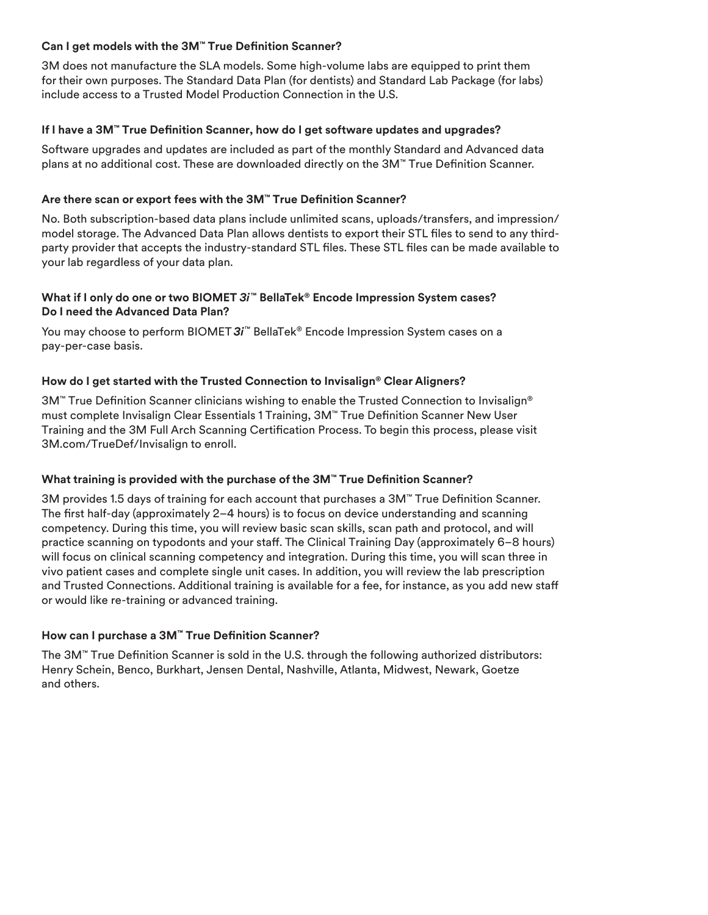### Can I get models with the 3M™ True Definition Scanner?

3M does not manufacture the SLA models. Some high-volume labs are equipped to print them for their own purposes. The Standard Data Plan (for dentists) and Standard Lab Package (for labs) include access to a Trusted Model Production Connection in the U.S.

### If I have a 3M™ True Definition Scanner, how do I get software updates and upgrades?

Software upgrades and updates are included as part of the monthly Standard and Advanced data plans at no additional cost. These are downloaded directly on the 3M™ True Definition Scanner.

### Are there scan or export fees with the 3M™ True Definition Scanner?

No. Both subscription-based data plans include unlimited scans, uploads/transfers, and impression/model storage. The Advanced Data Plan allows dentists to export their STL files to send to any third-party provider that accepts the industry-standard STL files. These STL files can be made available to your lab regardless of your data plan.

### What if I only do one or two BIOMET *3i*™ BellaTek® Encode Impression System cases? Do I need the Advanced Data Plan?

You may choose to perform BIOMET ***3i***™ BellaTek® Encode Impression System cases on a pay-per-case basis.

### How do I get started with the Trusted Connection to Invisalign® Clear Aligners?

3M™ True Definition Scanner clinicians wishing to enable the Trusted Connection to Invisalign® must complete Invisalign Clear Essentials 1 Training, 3M™ True Definition Scanner New User Training and the 3M Full Arch Scanning Certification Process. To begin this process, please visit 3M.com/TrueDef/Invisalign to enroll.

### What training is provided with the purchase of the 3M™ True Definition Scanner?

3M provides 1.5 days of training for each account that purchases a 3M™ True Definition Scanner. The first half-day (approximately 2–4 hours) is to focus on device understanding and scanning competency. During this time, you will review basic scan skills, scan path and protocol, and will practice scanning on typodonts and your staff. The Clinical Training Day (approximately 6–8 hours) will focus on clinical scanning competency and integration. During this time, you will scan three in vivo patient cases and complete single unit cases. In addition, you will review the lab prescription and Trusted Connections. Additional training is available for a fee, for instance, as you add new staff or would like re-training or advanced training.

### How can I purchase a 3M™ True Definition Scanner?

The 3M™ True Definition Scanner is sold in the U.S. through the following authorized distributors: Henry Schein, Benco, Burkhart, Jensen Dental, Nashville, Atlanta, Midwest, Newark, Goetze and others.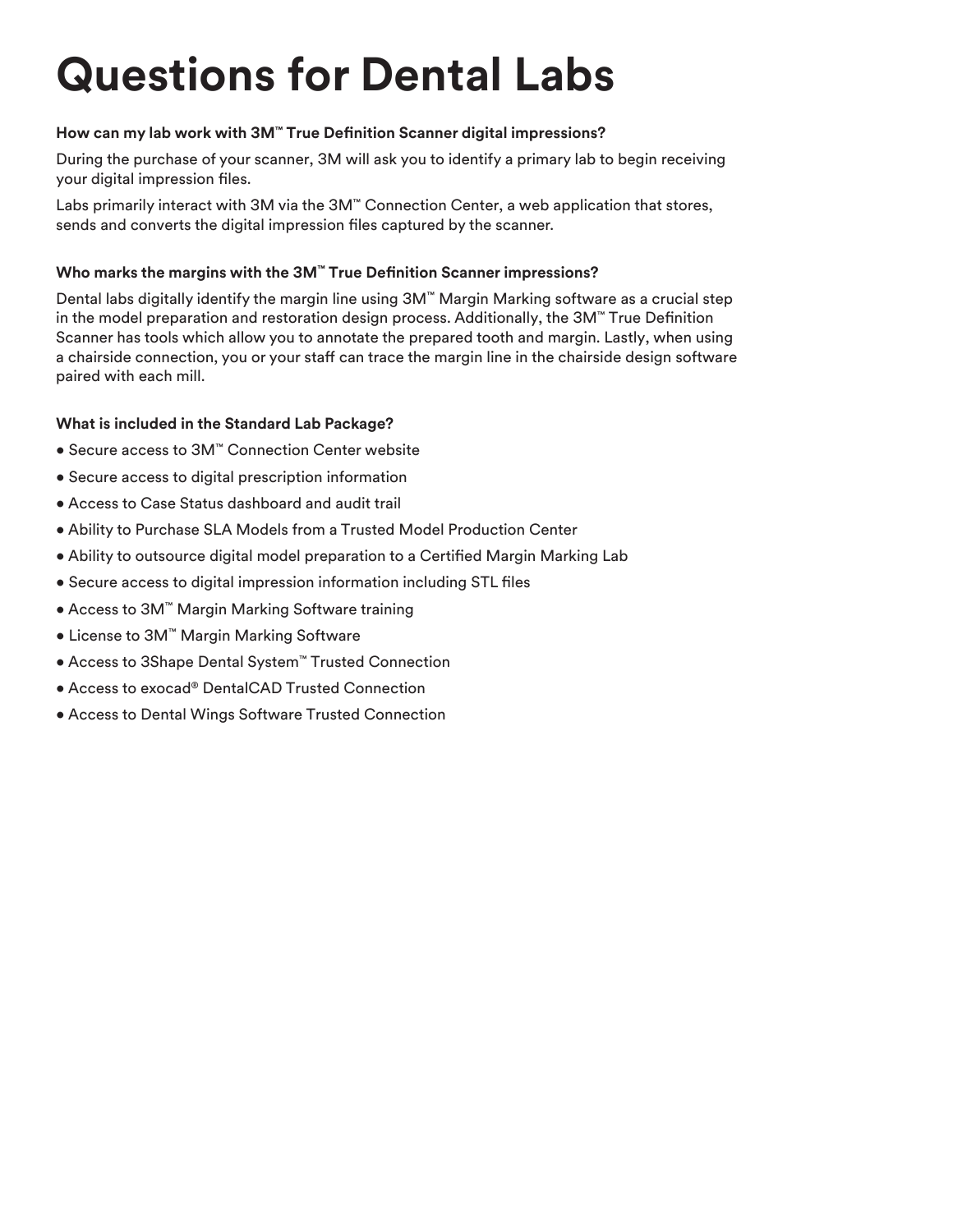# Questions for Dental Labs

**How can my lab work with 3M™ True Definition Scanner digital impressions?**

During the purchase of your scanner, 3M will ask you to identify a primary lab to begin receiving your digital impression files.

Labs primarily interact with 3M via the 3M™ Connection Center, a web application that stores, sends and converts the digital impression files captured by the scanner.

**Who marks the margins with the 3M™ True Definition Scanner impressions?**

Dental labs digitally identify the margin line using 3M™ Margin Marking software as a crucial step in the model preparation and restoration design process. Additionally, the 3M™ True Definition Scanner has tools which allow you to annotate the prepared tooth and margin. Lastly, when using a chairside connection, you or your staff can trace the margin line in the chairside design software paired with each mill.

**What is included in the Standard Lab Package?**

- Secure access to 3M™ Connection Center website
- Secure access to digital prescription information
- Access to Case Status dashboard and audit trail
- Ability to Purchase SLA Models from a Trusted Model Production Center
- Ability to outsource digital model preparation to a Certified Margin Marking Lab
- Secure access to digital impression information including STL files
- Access to 3M™ Margin Marking Software training
- License to 3M™ Margin Marking Software
- Access to 3Shape Dental System™ Trusted Connection
- Access to exocad® DentalCAD Trusted Connection
- Access to Dental Wings Software Trusted Connection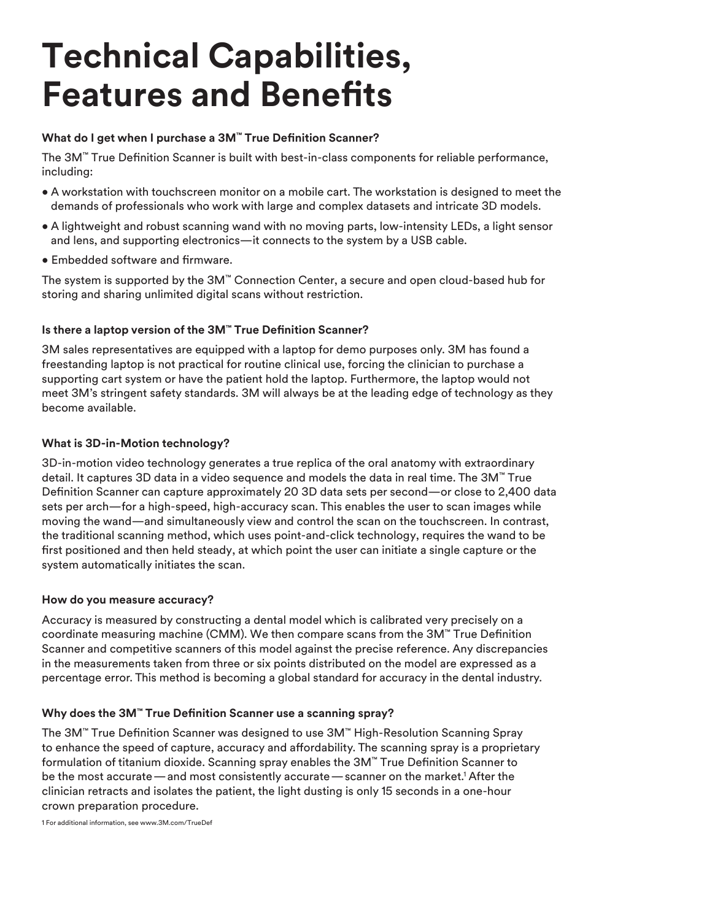# Technical Capabilities, Features and Benefits

### What do I get when I purchase a 3M™ True Definition Scanner?

The 3M™ True Definition Scanner is built with best-in-class components for reliable performance, including:

- A workstation with touchscreen monitor on a mobile cart. The workstation is designed to meet the demands of professionals who work with large and complex datasets and intricate 3D models.
- A lightweight and robust scanning wand with no moving parts, low-intensity LEDs, a light sensor and lens, and supporting electronics—it connects to the system by a USB cable.
- Embedded software and firmware.

The system is supported by the 3M™ Connection Center, a secure and open cloud-based hub for storing and sharing unlimited digital scans without restriction.

### Is there a laptop version of the 3M™ True Definition Scanner?

3M sales representatives are equipped with a laptop for demo purposes only. 3M has found a freestanding laptop is not practical for routine clinical use, forcing the clinician to purchase a supporting cart system or have the patient hold the laptop. Furthermore, the laptop would not meet 3M's stringent safety standards. 3M will always be at the leading edge of technology as they become available.

### What is 3D-in-Motion technology?

3D-in-motion video technology generates a true replica of the oral anatomy with extraordinary detail. It captures 3D data in a video sequence and models the data in real time. The 3M™ True Definition Scanner can capture approximately 20 3D data sets per second—or close to 2,400 data sets per arch—for a high-speed, high-accuracy scan. This enables the user to scan images while moving the wand—and simultaneously view and control the scan on the touchscreen. In contrast, the traditional scanning method, which uses point-and-click technology, requires the wand to be first positioned and then held steady, at which point the user can initiate a single capture or the system automatically initiates the scan.

### How do you measure accuracy?

Accuracy is measured by constructing a dental model which is calibrated very precisely on a coordinate measuring machine (CMM). We then compare scans from the 3M™ True Definition Scanner and competitive scanners of this model against the precise reference. Any discrepancies in the measurements taken from three or six points distributed on the model are expressed as a percentage error. This method is becoming a global standard for accuracy in the dental industry.

### Why does the 3M™ True Definition Scanner use a scanning spray?

The 3M™ True Definition Scanner was designed to use 3M™ High-Resolution Scanning Spray to enhance the speed of capture, accuracy and affordability. The scanning spray is a proprietary formulation of titanium dioxide. Scanning spray enables the 3M™ True Definition Scanner to be the most accurate — and most consistently accurate — scanner on the market.[1] After the clinician retracts and isolates the patient, the light dusting is only 15 seconds in a one-hour crown preparation procedure.

1 For additional information, see www.3M.com/TrueDef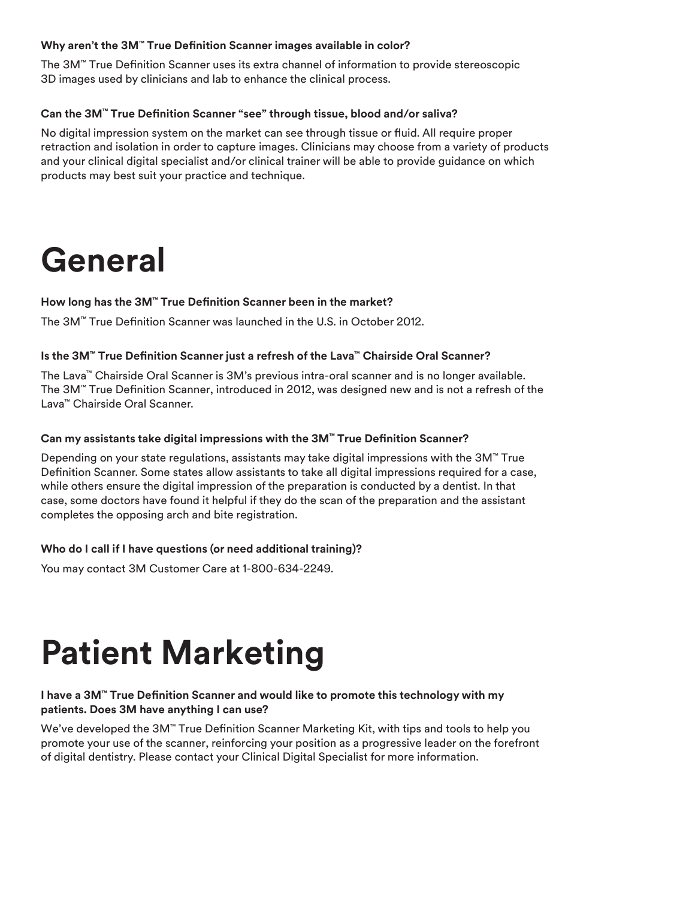**Why aren't the 3M™ True Definition Scanner images available in color?**

The 3M™ True Definition Scanner uses its extra channel of information to provide stereoscopic 3D images used by clinicians and lab to enhance the clinical process.

**Can the 3M™ True Definition Scanner "see" through tissue, blood and/or saliva?**

No digital impression system on the market can see through tissue or fluid. All require proper retraction and isolation in order to capture images. Clinicians may choose from a variety of products and your clinical digital specialist and/or clinical trainer will be able to provide guidance on which products may best suit your practice and technique.

# General

**How long has the 3M™ True Definition Scanner been in the market?**

The 3M™ True Definition Scanner was launched in the U.S. in October 2012.

**Is the 3M™ True Definition Scanner just a refresh of the Lava™ Chairside Oral Scanner?**

The Lava™ Chairside Oral Scanner is 3M's previous intra-oral scanner and is no longer available. The 3M™ True Definition Scanner, introduced in 2012, was designed new and is not a refresh of the Lava™ Chairside Oral Scanner.

**Can my assistants take digital impressions with the 3M™ True Definition Scanner?**

Depending on your state regulations, assistants may take digital impressions with the 3M™ True Definition Scanner. Some states allow assistants to take all digital impressions required for a case, while others ensure the digital impression of the preparation is conducted by a dentist. In that case, some doctors have found it helpful if they do the scan of the preparation and the assistant completes the opposing arch and bite registration.

**Who do I call if I have questions (or need additional training)?**

You may contact 3M Customer Care at 1-800-634-2249.

# Patient Marketing

**I have a 3M™ True Definition Scanner and would like to promote this technology with my patients. Does 3M have anything I can use?**

We've developed the 3M™ True Definition Scanner Marketing Kit, with tips and tools to help you promote your use of the scanner, reinforcing your position as a progressive leader on the forefront of digital dentistry. Please contact your Clinical Digital Specialist for more information.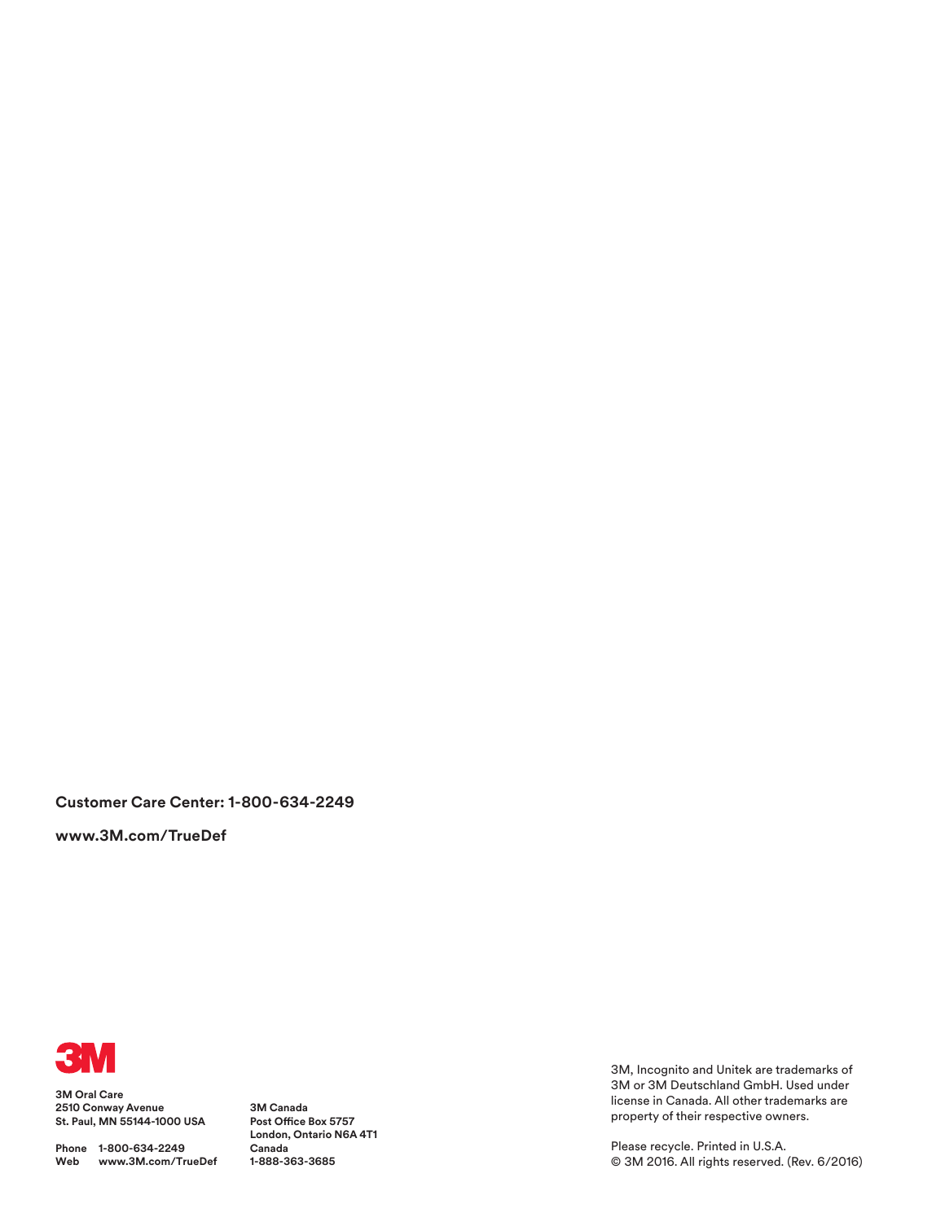**Customer Care Center: 1-800-634-2249**

**www.3M.com/TrueDef**

3M

**3M Oral Care**
**2510 Conway Avenue**
**St. Paul, MN 55144-1000 USA**

**Phone 1-800-634-2249**
**Web www.3M.com/TrueDef**

**3M Canada**
**Post Office Box 5757**
**London, Ontario N6A 4T1**
**Canada**
**1-888-363-3685**

3M, Incognito and Unitek are trademarks of 3M or 3M Deutschland GmbH. Used under license in Canada. All other trademarks are property of their respective owners.

Please recycle. Printed in U.S.A.
© 3M 2016. All rights reserved. (Rev. 6/2016)